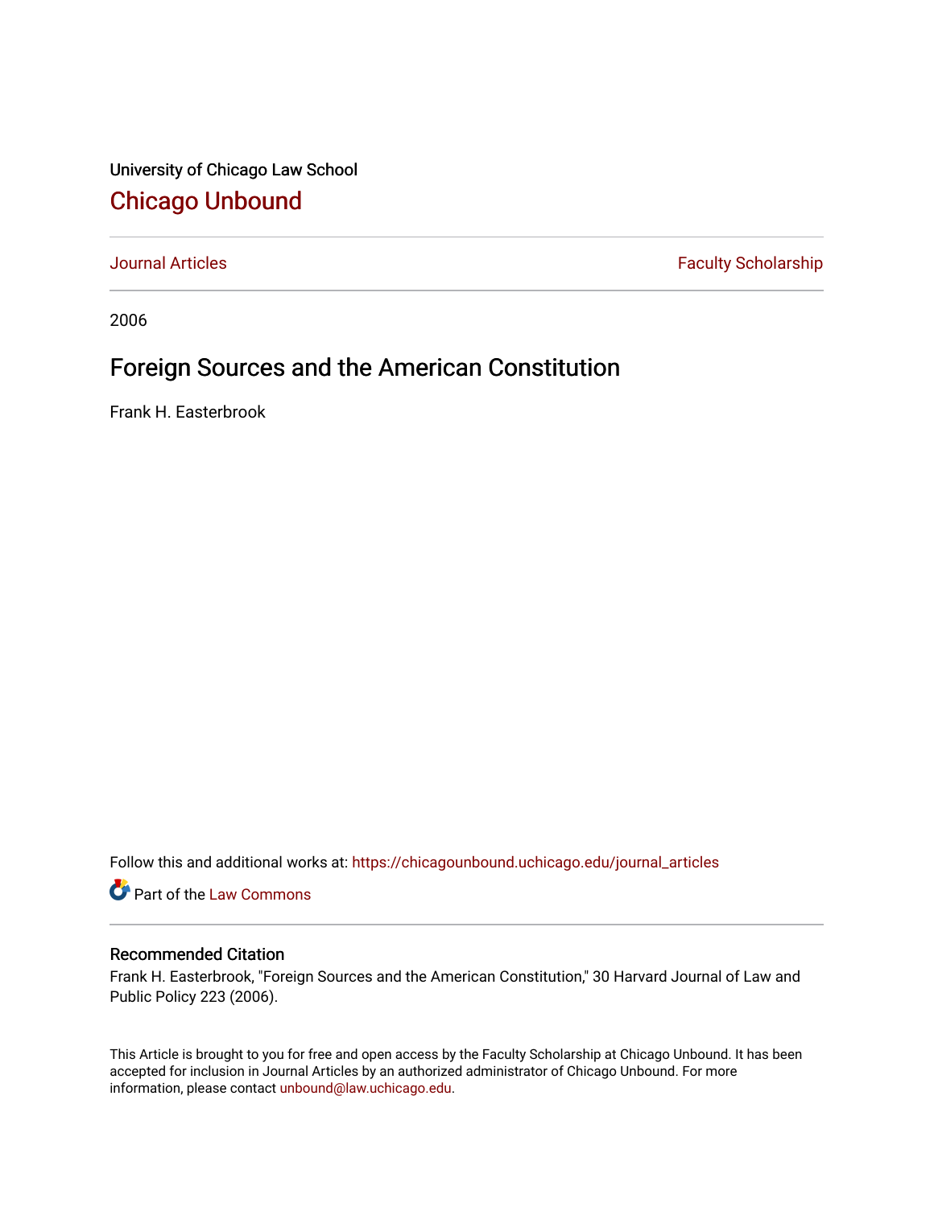University of Chicago Law School

## Chicago Unbound

Journal Articles | Faculty Scholarship

2006

# Foreign Sources and the American Constitution

Frank H. Easterbrook

Follow this and additional works at: https://chicagounbound.uchicago.edu/journal_articles

Part of the Law Commons

### Recommended Citation

Frank H. Easterbrook, "Foreign Sources and the American Constitution," 30 Harvard Journal of Law and Public Policy 223 (2006).

This Article is brought to you for free and open access by the Faculty Scholarship at Chicago Unbound. It has been accepted for inclusion in Journal Articles by an authorized administrator of Chicago Unbound. For more information, please contact unbound@law.uchicago.edu.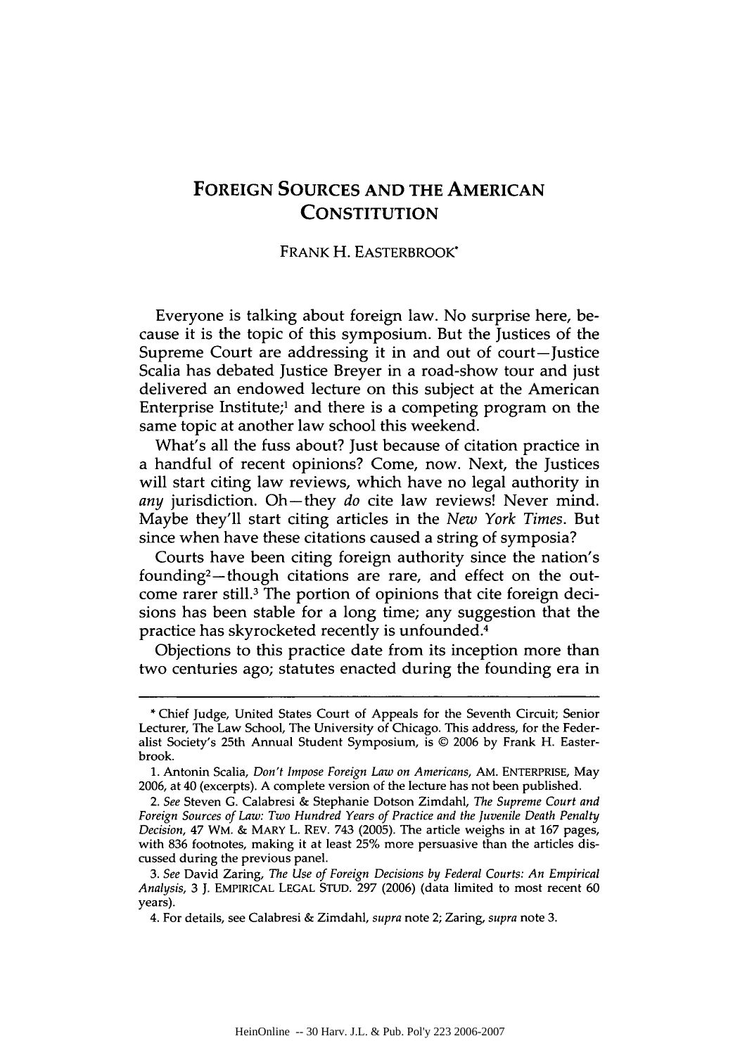# FOREIGN SOURCES AND THE AMERICAN CONSTITUTION

FRANK H. EASTERBROOK*

Everyone is talking about foreign law. No surprise here, because it is the topic of this symposium. But the Justices of the Supreme Court are addressing it in and out of court—Justice Scalia has debated Justice Breyer in a road-show tour and just delivered an endowed lecture on this subject at the American Enterprise Institute;[1] and there is a competing program on the same topic at another law school this weekend.

What's all the fuss about? Just because of citation practice in a handful of recent opinions? Come, now. Next, the Justices will start citing law reviews, which have no legal authority in *any* jurisdiction. Oh—they *do* cite law reviews! Never mind. Maybe they'll start citing articles in the *New York Times*. But since when have these citations caused a string of symposia?

Courts have been citing foreign authority since the nation's founding[2]—though citations are rare, and effect on the outcome rarer still.[3] The portion of opinions that cite foreign decisions has been stable for a long time; any suggestion that the practice has skyrocketed recently is unfounded.[4]

Objections to this practice date from its inception more than two centuries ago; statutes enacted during the founding era in

---

\* Chief Judge, United States Court of Appeals for the Seventh Circuit; Senior Lecturer, The Law School, The University of Chicago. This address, for the Federalist Society's 25th Annual Student Symposium, is © 2006 by Frank H. Easterbrook.

1. Antonin Scalia, *Don't Impose Foreign Law on Americans*, AM. ENTERPRISE, May 2006, at 40 (excerpts). A complete version of the lecture has not been published.

2. *See* Steven G. Calabresi & Stephanie Dotson Zimdahl, *The Supreme Court and Foreign Sources of Law: Two Hundred Years of Practice and the Juvenile Death Penalty Decision*, 47 WM. & MARY L. REV. 743 (2005). The article weighs in at 167 pages, with 836 footnotes, making it at least 25% more persuasive than the articles discussed during the previous panel.

3. *See* David Zaring, *The Use of Foreign Decisions by Federal Courts: An Empirical Analysis*, 3 J. EMPIRICAL LEGAL STUD. 297 (2006) (data limited to most recent 60 years).

4. For details, see Calabresi & Zimdahl, *supra* note 2; Zaring, *supra* note 3.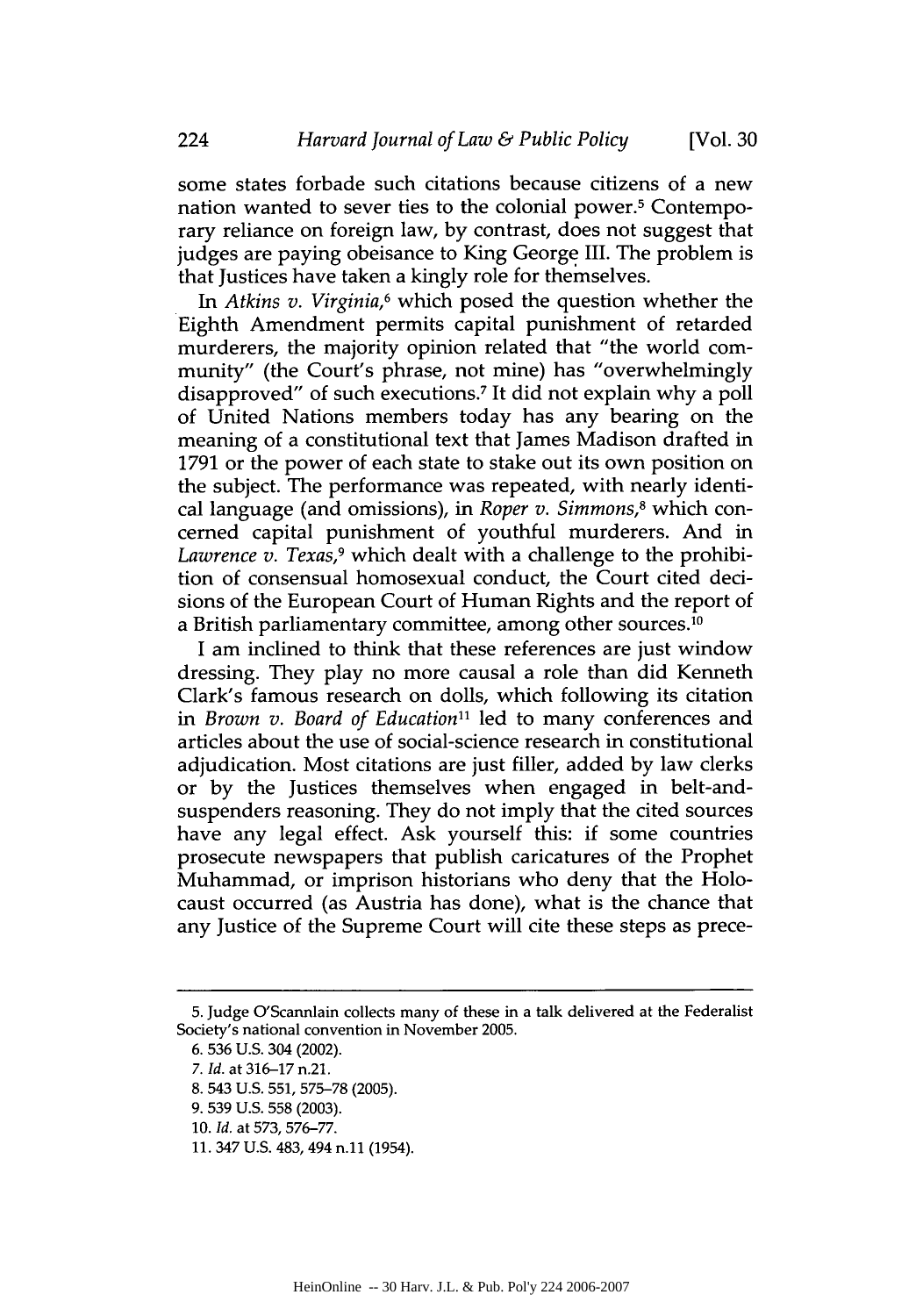some states forbade such citations because citizens of a new nation wanted to sever ties to the colonial power.[5] Contemporary reliance on foreign law, by contrast, does not suggest that judges are paying obeisance to King George III. The problem is that Justices have taken a kingly role for themselves.

In *Atkins v. Virginia*,[6] which posed the question whether the Eighth Amendment permits capital punishment of retarded murderers, the majority opinion related that "the world community" (the Court's phrase, not mine) has "overwhelmingly disapproved" of such executions.[7] It did not explain why a poll of United Nations members today has any bearing on the meaning of a constitutional text that James Madison drafted in 1791 or the power of each state to stake out its own position on the subject. The performance was repeated, with nearly identical language (and omissions), in *Roper v. Simmons*,[8] which concerned capital punishment of youthful murderers. And in *Lawrence v. Texas*,[9] which dealt with a challenge to the prohibition of consensual homosexual conduct, the Court cited decisions of the European Court of Human Rights and the report of a British parliamentary committee, among other sources.[10]

I am inclined to think that these references are just window dressing. They play no more causal a role than did Kenneth Clark's famous research on dolls, which following its citation in *Brown v. Board of Education*[11] led to many conferences and articles about the use of social-science research in constitutional adjudication. Most citations are just filler, added by law clerks or by the Justices themselves when engaged in belt-and-suspenders reasoning. They do not imply that the cited sources have any legal effect. Ask yourself this: if some countries prosecute newspapers that publish caricatures of the Prophet Muhammad, or imprison historians who deny that the Holocaust occurred (as Austria has done), what is the chance that any Justice of the Supreme Court will cite these steps as prece-

---

5. Judge O'Scannlain collects many of these in a talk delivered at the Federalist Society's national convention in November 2005.

6. 536 U.S. 304 (2002).

7. *Id.* at 316–17 n.21.

8. 543 U.S. 551, 575–78 (2005).

9. 539 U.S. 558 (2003).

10. *Id.* at 573, 576–77.

11. 347 U.S. 483, 494 n.11 (1954).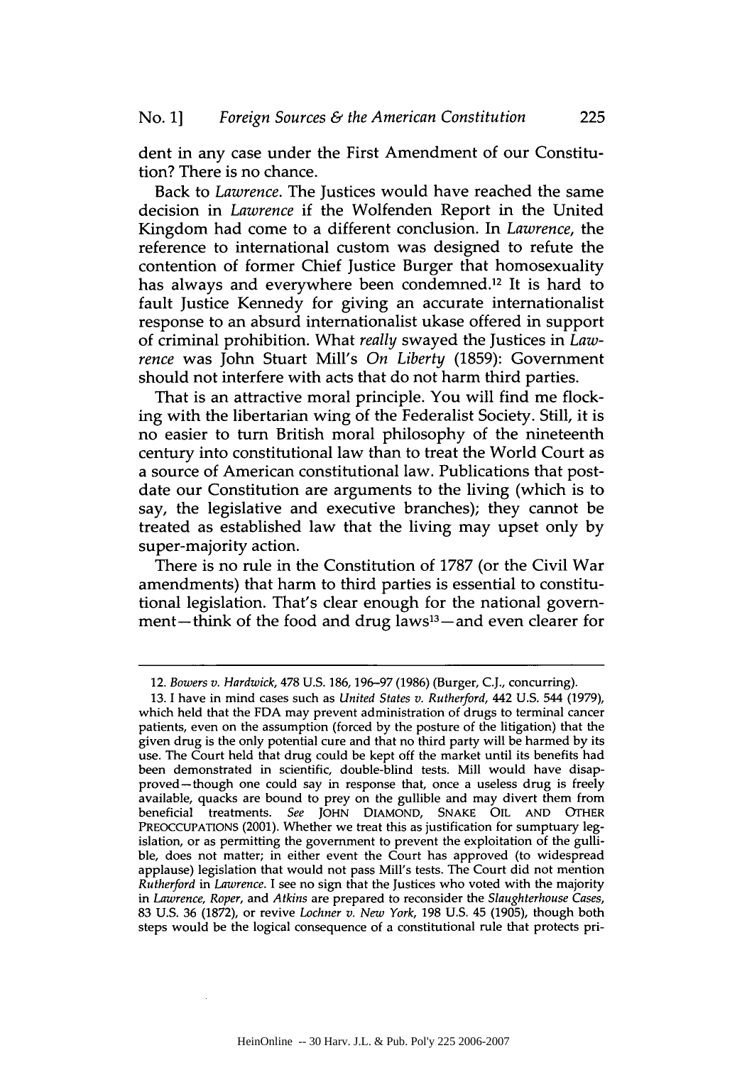dent in any case under the First Amendment of our Constitution? There is no chance.

Back to *Lawrence*. The Justices would have reached the same decision in *Lawrence* if the Wolfenden Report in the United Kingdom had come to a different conclusion. In *Lawrence*, the reference to international custom was designed to refute the contention of former Chief Justice Burger that homosexuality has always and everywhere been condemned.[12] It is hard to fault Justice Kennedy for giving an accurate internationalist response to an absurd internationalist ukase offered in support of criminal prohibition. What *really* swayed the Justices in *Lawrence* was John Stuart Mill's *On Liberty* (1859): Government should not interfere with acts that do not harm third parties.

That is an attractive moral principle. You will find me flocking with the libertarian wing of the Federalist Society. Still, it is no easier to turn British moral philosophy of the nineteenth century into constitutional law than to treat the World Court as a source of American constitutional law. Publications that postdate our Constitution are arguments to the living (which is to say, the legislative and executive branches); they cannot be treated as established law that the living may upset only by super-majority action.

There is no rule in the Constitution of 1787 (or the Civil War amendments) that harm to third parties is essential to constitutional legislation. That's clear enough for the national government—think of the food and drug laws[13]—and even clearer for

---

12. *Bowers v. Hardwick*, 478 U.S. 186, 196–97 (1986) (Burger, C.J., concurring).

13. I have in mind cases such as *United States v. Rutherford*, 442 U.S. 544 (1979), which held that the FDA may prevent administration of drugs to terminal cancer patients, even on the assumption (forced by the posture of the litigation) that the given drug is the only potential cure and that no third party will be harmed by its use. The Court held that drug could be kept off the market until its benefits had been demonstrated in scientific, double-blind tests. Mill would have disapproved—though one could say in response that, once a useless drug is freely available, quacks are bound to prey on the gullible and may divert them from beneficial treatments. *See* JOHN DIAMOND, SNAKE OIL AND OTHER PREOCCUPATIONS (2001). Whether we treat this as justification for sumptuary legislation, or as permitting the government to prevent the exploitation of the gullible, does not matter; in either event the Court has approved (to widespread applause) legislation that would not pass Mill's tests. The Court did not mention *Rutherford* in *Lawrence*. I see no sign that the Justices who voted with the majority in *Lawrence*, *Roper*, and *Atkins* are prepared to reconsider the *Slaughterhouse Cases*, 83 U.S. 36 (1872), or revive *Lochner v. New York*, 198 U.S. 45 (1905), though both steps would be the logical consequence of a constitutional rule that protects pri-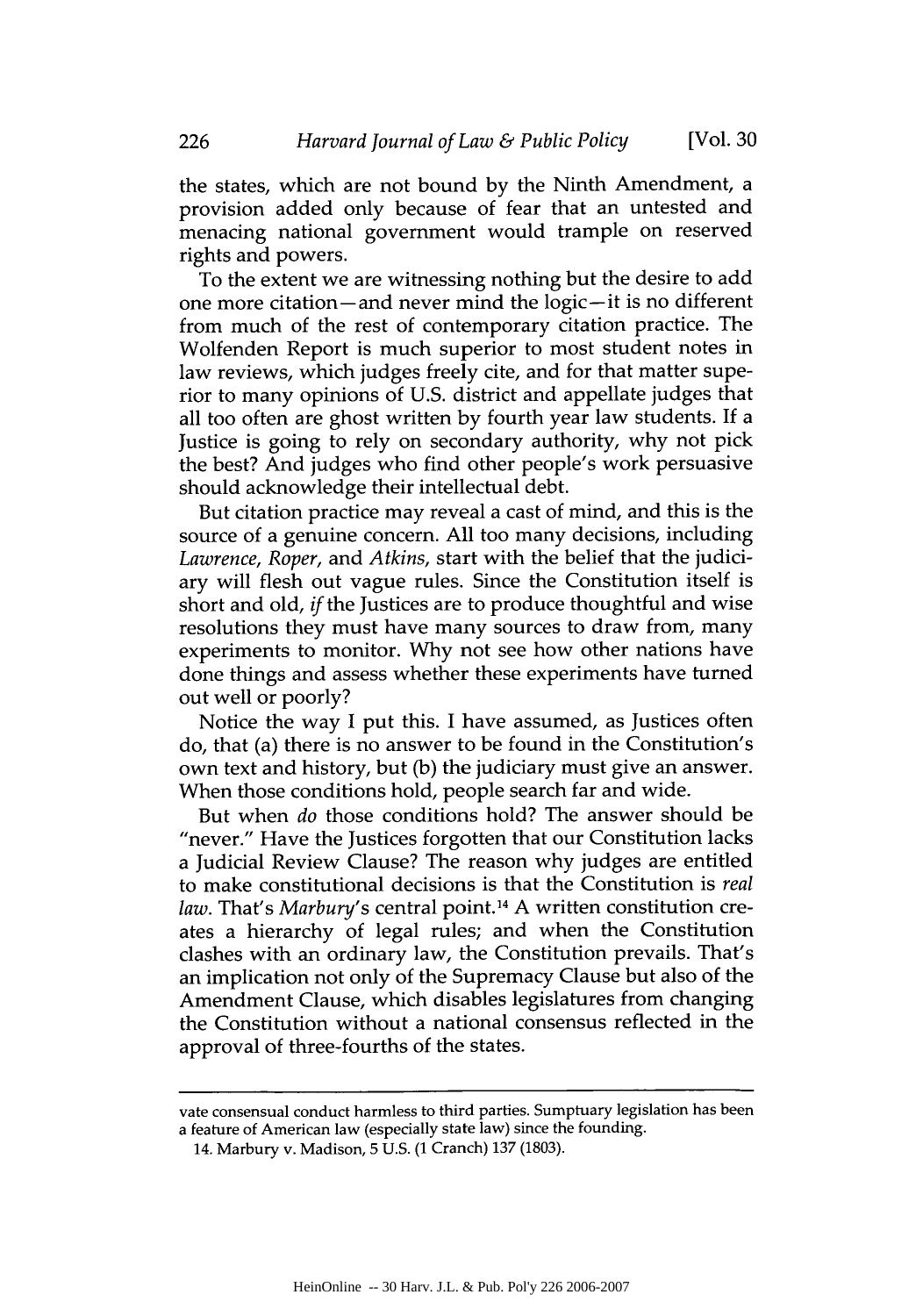the states, which are not bound by the Ninth Amendment, a provision added only because of fear that an untested and menacing national government would trample on reserved rights and powers.

To the extent we are witnessing nothing but the desire to add one more citation—and never mind the logic—it is no different from much of the rest of contemporary citation practice. The Wolfenden Report is much superior to most student notes in law reviews, which judges freely cite, and for that matter superior to many opinions of U.S. district and appellate judges that all too often are ghost written by fourth year law students. If a Justice is going to rely on secondary authority, why not pick the best? And judges who find other people's work persuasive should acknowledge their intellectual debt.

But citation practice may reveal a cast of mind, and this is the source of a genuine concern. All too many decisions, including *Lawrence*, *Roper*, and *Atkins*, start with the belief that the judiciary will flesh out vague rules. Since the Constitution itself is short and old, *if* the Justices are to produce thoughtful and wise resolutions they must have many sources to draw from, many experiments to monitor. Why not see how other nations have done things and assess whether these experiments have turned out well or poorly?

Notice the way I put this. I have assumed, as Justices often do, that (a) there is no answer to be found in the Constitution's own text and history, but (b) the judiciary must give an answer. When those conditions hold, people search far and wide.

But when *do* those conditions hold? The answer should be "never." Have the Justices forgotten that our Constitution lacks a Judicial Review Clause? The reason why judges are entitled to make constitutional decisions is that the Constitution is *real law*. That's *Marbury*'s central point.[14] A written constitution creates a hierarchy of legal rules; and when the Constitution clashes with an ordinary law, the Constitution prevails. That's an implication not only of the Supremacy Clause but also of the Amendment Clause, which disables legislatures from changing the Constitution without a national consensus reflected in the approval of three-fourths of the states.

---

vate consensual conduct harmless to third parties. Sumptuary legislation has been a feature of American law (especially state law) since the founding.

14. Marbury v. Madison, 5 U.S. (1 Cranch) 137 (1803).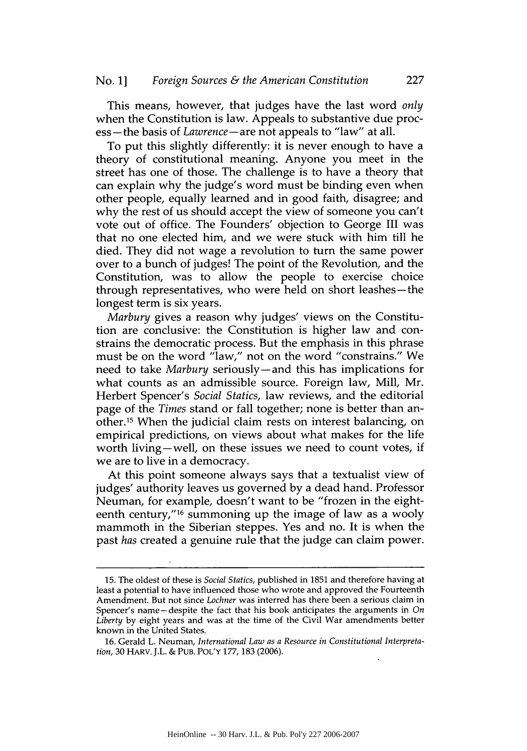This means, however, that judges have the last word *only* when the Constitution is law. Appeals to substantive due process—the basis of *Lawrence*—are not appeals to "law" at all.

To put this slightly differently: it is never enough to have a theory of constitutional meaning. Anyone you meet in the street has one of those. The challenge is to have a theory that can explain why the judge's word must be binding even when other people, equally learned and in good faith, disagree; and why the rest of us should accept the view of someone you can't vote out of office. The Founders' objection to George III was that no one elected him, and we were stuck with him till he died. They did not wage a revolution to turn the same power over to a bunch of judges! The point of the Revolution, and the Constitution, was to allow the people to exercise choice through representatives, who were held on short leashes—the longest term is six years.

*Marbury* gives a reason why judges' views on the Constitution are conclusive: the Constitution is higher law and constrains the democratic process. But the emphasis in this phrase must be on the word "law," not on the word "constrains." We need to take *Marbury* seriously—and this has implications for what counts as an admissible source. Foreign law, Mill, Mr. Herbert Spencer's *Social Statics*, law reviews, and the editorial page of the *Times* stand or fall together; none is better than another.[15] When the judicial claim rests on interest balancing, on empirical predictions, on views about what makes for the life worth living—well, on these issues we need to count votes, if we are to live in a democracy.

At this point someone always says that a textualist view of judges' authority leaves us governed by a dead hand. Professor Neuman, for example, doesn't want to be "frozen in the eighteenth century,"[16] summoning up the image of law as a wooly mammoth in the Siberian steppes. Yes and no. It is when the past *has* created a genuine rule that the judge can claim power.

---

15. The oldest of these is *Social Statics*, published in 1851 and therefore having at least a potential to have influenced those who wrote and approved the Fourteenth Amendment. But not since *Lochner* was interred has there been a serious claim in Spencer's name—despite the fact that his book anticipates the arguments in *On Liberty* by eight years and was at the time of the Civil War amendments better known in the United States.

16. Gerald L. Neuman, *International Law as a Resource in Constitutional Interpretation*, 30 HARV. J.L. & PUB. POL'Y 177, 183 (2006).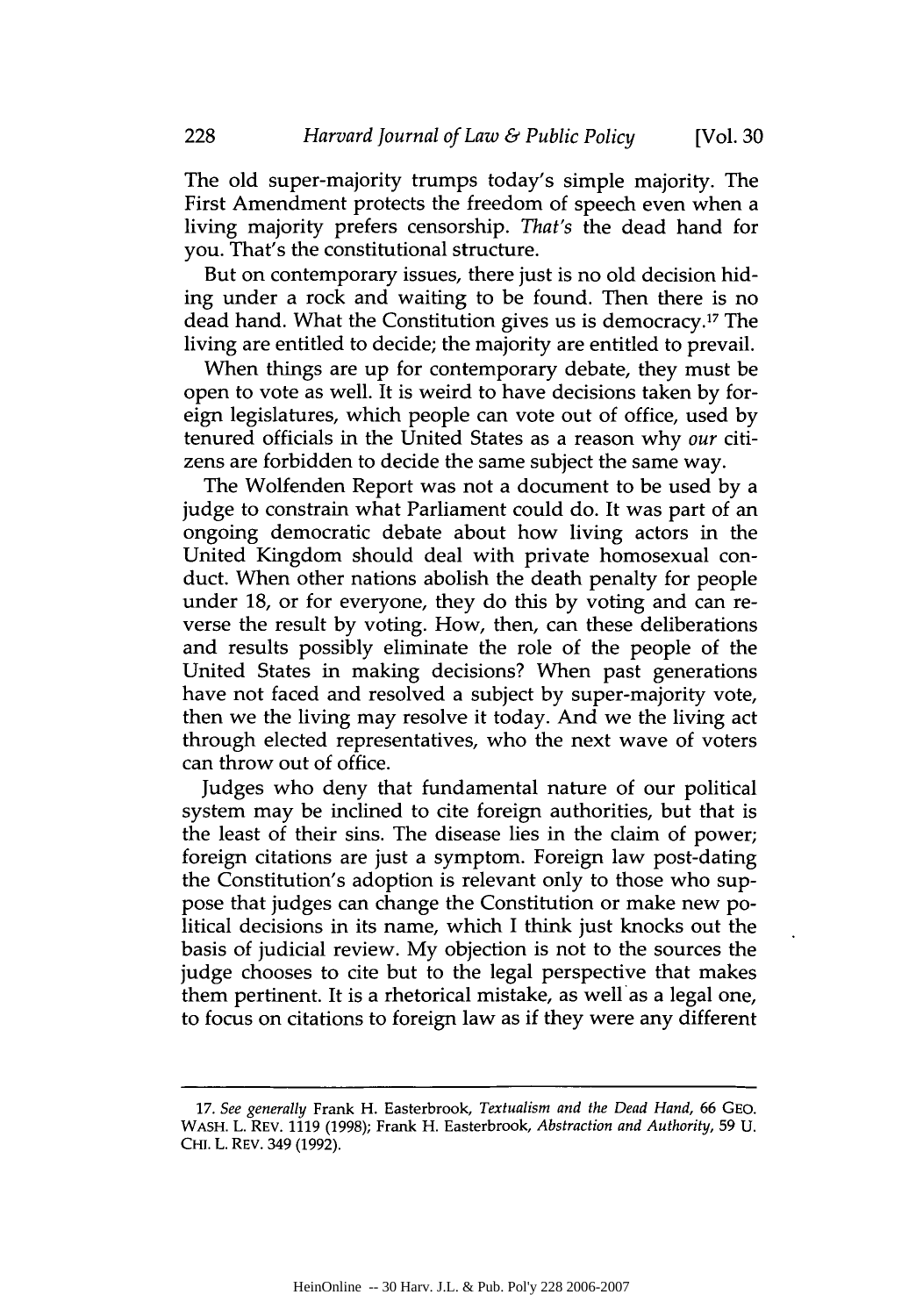The old super-majority trumps today's simple majority. The First Amendment protects the freedom of speech even when a living majority prefers censorship. *That's* the dead hand for you. That's the constitutional structure.

But on contemporary issues, there just is no old decision hiding under a rock and waiting to be found. Then there is no dead hand. What the Constitution gives us is democracy.[17] The living are entitled to decide; the majority are entitled to prevail.

When things are up for contemporary debate, they must be open to vote as well. It is weird to have decisions taken by foreign legislatures, which people can vote out of office, used by tenured officials in the United States as a reason why *our* citizens are forbidden to decide the same subject the same way.

The Wolfenden Report was not a document to be used by a judge to constrain what Parliament could do. It was part of an ongoing democratic debate about how living actors in the United Kingdom should deal with private homosexual conduct. When other nations abolish the death penalty for people under 18, or for everyone, they do this by voting and can reverse the result by voting. How, then, can these deliberations and results possibly eliminate the role of the people of the United States in making decisions? When past generations have not faced and resolved a subject by super-majority vote, then we the living may resolve it today. And we the living act through elected representatives, who the next wave of voters can throw out of office.

Judges who deny that fundamental nature of our political system may be inclined to cite foreign authorities, but that is the least of their sins. The disease lies in the claim of power; foreign citations are just a symptom. Foreign law post-dating the Constitution's adoption is relevant only to those who suppose that judges can change the Constitution or make new political decisions in its name, which I think just knocks out the basis of judicial review. My objection is not to the sources the judge chooses to cite but to the legal perspective that makes them pertinent. It is a rhetorical mistake, as well as a legal one, to focus on citations to foreign law as if they were any different

---

17. *See generally* Frank H. Easterbrook, *Textualism and the Dead Hand*, 66 GEO. WASH. L. REV. 1119 (1998); Frank H. Easterbrook, *Abstraction and Authority*, 59 U. CHI. L. REV. 349 (1992).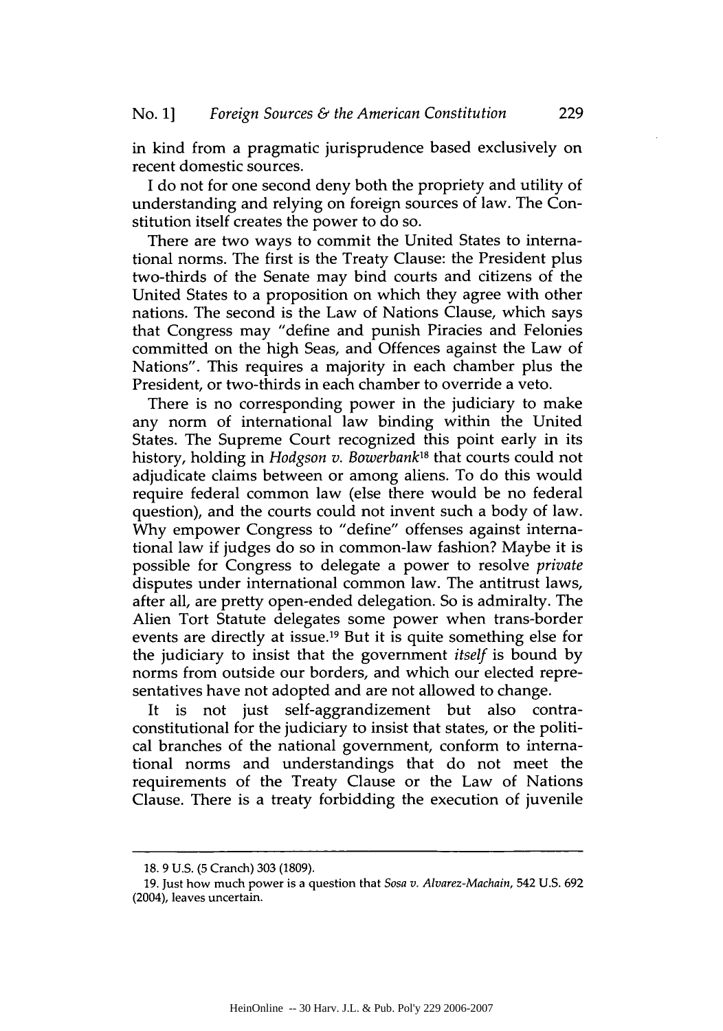in kind from a pragmatic jurisprudence based exclusively on recent domestic sources.

I do not for one second deny both the propriety and utility of understanding and relying on foreign sources of law. The Constitution itself creates the power to do so.

There are two ways to commit the United States to international norms. The first is the Treaty Clause: the President plus two-thirds of the Senate may bind courts and citizens of the United States to a proposition on which they agree with other nations. The second is the Law of Nations Clause, which says that Congress may "define and punish Piracies and Felonies committed on the high Seas, and Offences against the Law of Nations". This requires a majority in each chamber plus the President, or two-thirds in each chamber to override a veto.

There is no corresponding power in the judiciary to make any norm of international law binding within the United States. The Supreme Court recognized this point early in its history, holding in *Hodgson v. Bowerbank*[18] that courts could not adjudicate claims between or among aliens. To do this would require federal common law (else there would be no federal question), and the courts could not invent such a body of law. Why empower Congress to "define" offenses against international law if judges do so in common-law fashion? Maybe it is possible for Congress to delegate a power to resolve *private* disputes under international common law. The antitrust laws, after all, are pretty open-ended delegation. So is admiralty. The Alien Tort Statute delegates some power when trans-border events are directly at issue.[19] But it is quite something else for the judiciary to insist that the government *itself* is bound by norms from outside our borders, and which our elected representatives have not adopted and are not allowed to change.

It is not just self-aggrandizement but also contra-constitutional for the judiciary to insist that states, or the political branches of the national government, conform to international norms and understandings that do not meet the requirements of the Treaty Clause or the Law of Nations Clause. There is a treaty forbidding the execution of juvenile

---

18. 9 U.S. (5 Cranch) 303 (1809).

19. Just how much power is a question that *Sosa v. Alvarez-Machain*, 542 U.S. 692 (2004), leaves uncertain.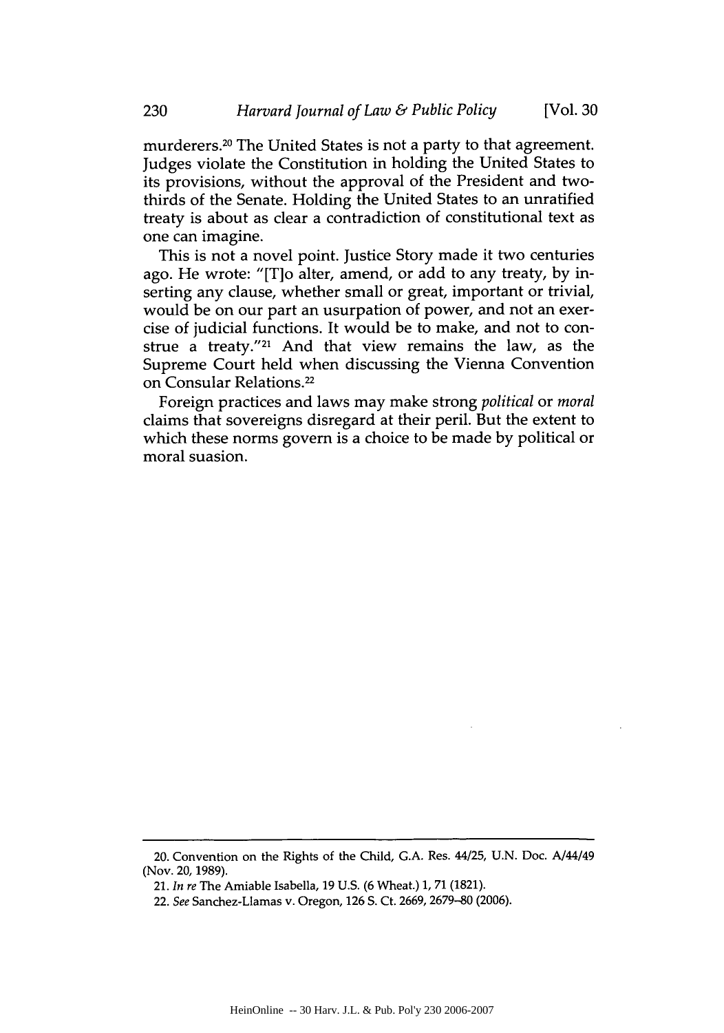murderers.[20] The United States is not a party to that agreement. Judges violate the Constitution in holding the United States to its provisions, without the approval of the President and two-thirds of the Senate. Holding the United States to an unratified treaty is about as clear a contradiction of constitutional text as one can imagine.

This is not a novel point. Justice Story made it two centuries ago. He wrote: "[T]o alter, amend, or add to any treaty, by inserting any clause, whether small or great, important or trivial, would be on our part an usurpation of power, and not an exercise of judicial functions. It would be to make, and not to construe a treaty."[21] And that view remains the law, as the Supreme Court held when discussing the Vienna Convention on Consular Relations.[22]

Foreign practices and laws may make strong *political* or *moral* claims that sovereigns disregard at their peril. But the extent to which these norms govern is a choice to be made by political or moral suasion.

---

20. Convention on the Rights of the Child, G.A. Res. 44/25, U.N. Doc. A/44/49 (Nov. 20, 1989).

21. *In re* The Amiable Isabella, 19 U.S. (6 Wheat.) 1, 71 (1821).

22. *See* Sanchez-Llamas v. Oregon, 126 S. Ct. 2669, 2679–80 (2006).